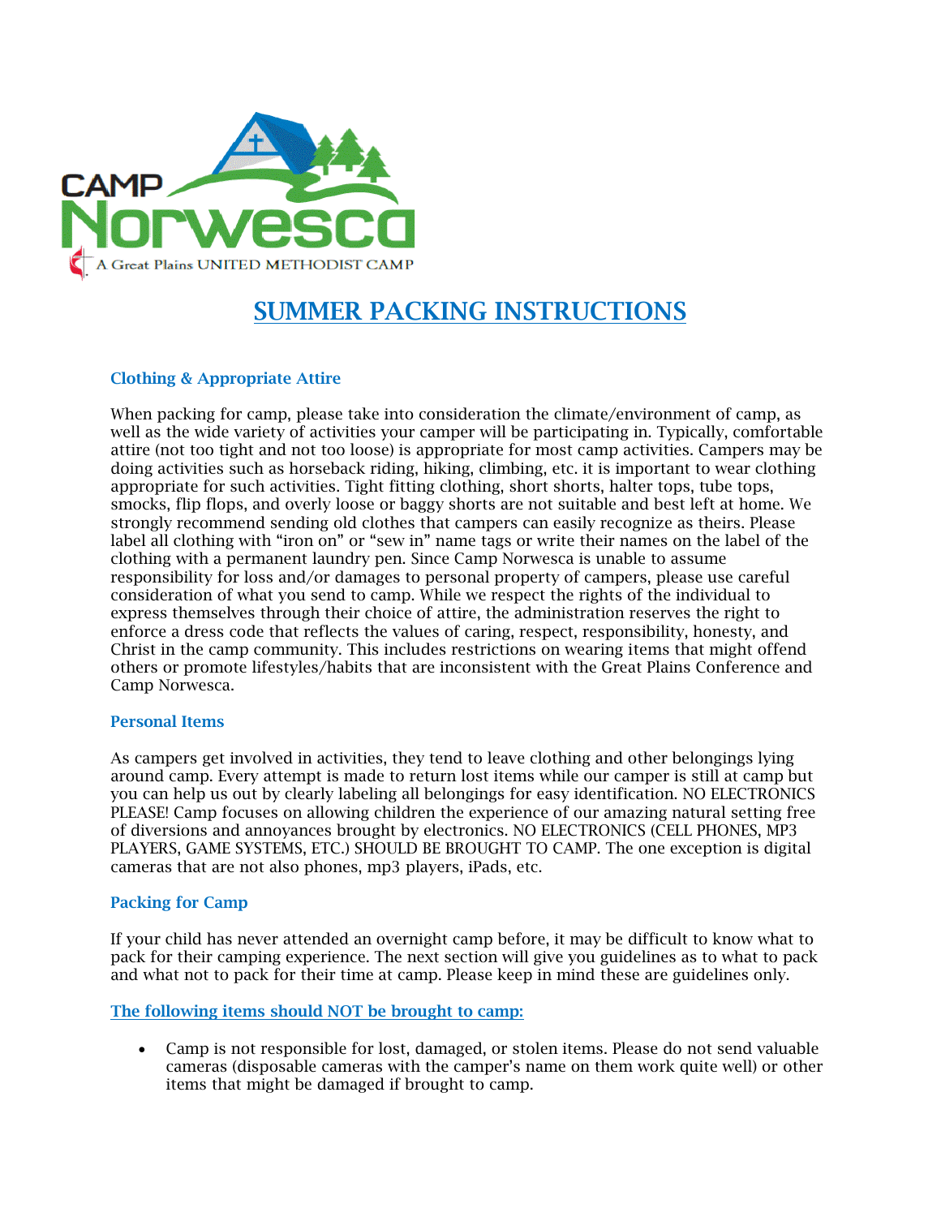# SUMMER PACKING INSTRUCTIONS

### Clothing & Appropriate Attire

When packing for camp, please take into consideration the climate/environment of camp, as well as the wide variety of activities your camper will be participating in. Typically, comfortable attire (not too tight and not too loose) is appropriate for most camp activities. Campers may be doing activities such as horseback riding, hiking, climbing, etc. it is important to wear clothing appropriate for such activities. Tight fitting clothing, short shorts, halter tops, tube tops, smocks, flip flops, and overly loose or baggy shorts are not suitable and best left at home. We strongly recommend sending old clothes that campers can easily recognize as theirs. Please label all clothing with "iron on" or "sew in" name tags or write their names on the label of the clothing with a permanent laundry pen. Since Camp Norwesca is unable to assume responsibility for loss and/or damages to personal property of campers, please use careful consideration of what you send to camp. While we respect the rights of the individual to express themselves through their choice of attire, the administration reserves the right to enforce a dress code that reflects the values of caring, respect, responsibility, honesty, and Christ in the camp community. This includes restrictions on wearing items that might offend others or promote lifestyles/habits that are inconsistent with the Great Plains Conference and Camp Norwesca.

### Personal Items

As campers get involved in activities, they tend to leave clothing and other belongings lying around camp. Every attempt is made to return lost items while our camper is still at camp but you can help us out by clearly labeling all belongings for easy identification. NO ELECTRONICS PLEASE! Camp focuses on allowing children the experience of our amazing natural setting free of diversions and annoyances brought by electronics. NO ELECTRONICS (CELL PHONES, MP3 PLAYERS, GAME SYSTEMS, ETC.) SHOULD BE BROUGHT TO CAMP. The one exception is digital cameras that are not also phones, mp3 players, iPads, etc.

### Packing for Camp

If your child has never attended an overnight camp before, it may be difficult to know what to pack for their camping experience. The next section will give you guidelines as to what to pack and what not to pack for their time at camp. Please keep in mind these are guidelines only.

#### The following items should NOT be brought to camp:

- Camp is not responsible for lost, damaged, or stolen items. Please do not send valuable cameras (disposable cameras with the camper's name on them work quite well) or other items that might be damaged if brought to camp.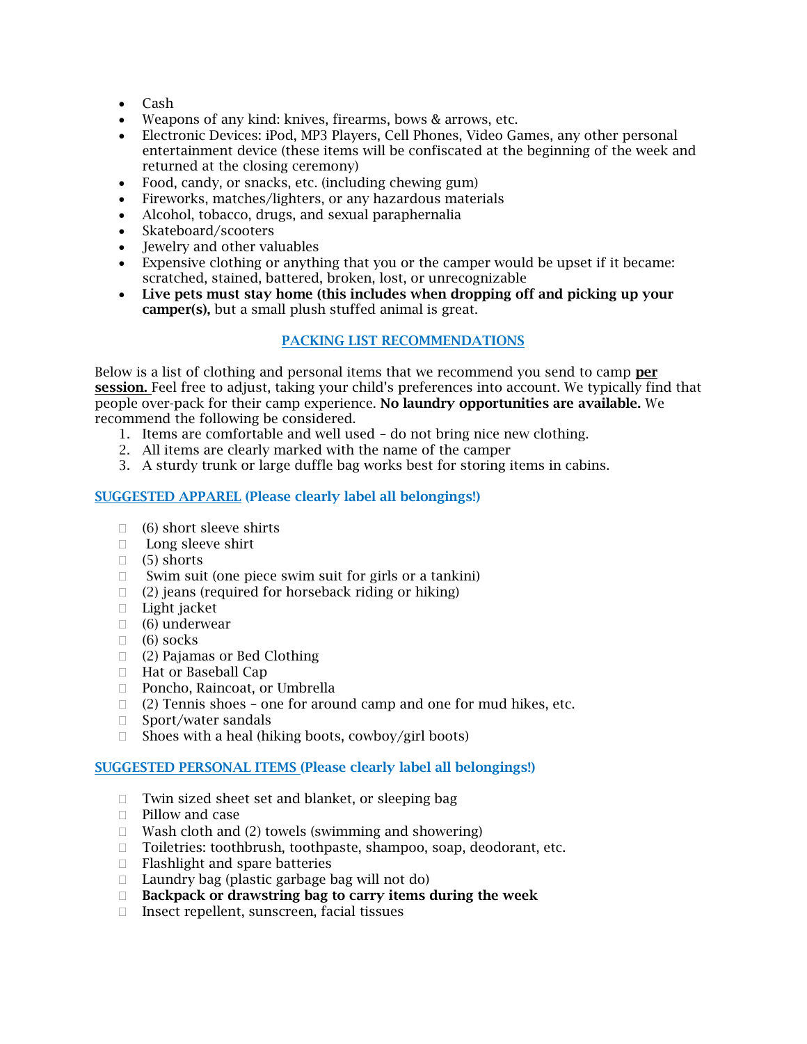- Cash
- Weapons of any kind: knives, firearms, bows & arrows, etc.
- Electronic Devices: iPod, MP3 Players, Cell Phones, Video Games, any other personal entertainment device (these items will be confiscated at the beginning of the week and returned at the closing ceremony)
- Food, candy, or snacks, etc. (including chewing gum)
- Fireworks, matches/lighters, or any hazardous materials
- Alcohol, tobacco, drugs, and sexual paraphernalia
- Skateboard/scooters
- Jewelry and other valuables
- Expensive clothing or anything that you or the camper would be upset if it became: scratched, stained, battered, broken, lost, or unrecognizable
- **Live pets must stay home (this includes when dropping off and picking up your camper(s),** but a small plush stuffed animal is great.

## PACKING LIST RECOMMENDATIONS

Below is a list of clothing and personal items that we recommend you send to camp **per session.** Feel free to adjust, taking your child's preferences into account. We typically find that people over-pack for their camp experience. **No laundry opportunities are available.** We recommend the following be considered.

1. Items are comfortable and well used – do not bring nice new clothing.
2. All items are clearly marked with the name of the camper
3. A sturdy trunk or large duffle bag works best for storing items in cabins.

### SUGGESTED APPAREL (Please clearly label all belongings!)

- (6) short sleeve shirts
- Long sleeve shirt
- (5) shorts
- Swim suit (one piece swim suit for girls or a tankini)
- (2) jeans (required for horseback riding or hiking)
- Light jacket
- (6) underwear
- (6) socks
- (2) Pajamas or Bed Clothing
- Hat or Baseball Cap
- Poncho, Raincoat, or Umbrella
- (2) Tennis shoes – one for around camp and one for mud hikes, etc.
- Sport/water sandals
- Shoes with a heal (hiking boots, cowboy/girl boots)

### SUGGESTED PERSONAL ITEMS (Please clearly label all belongings!)

- Twin sized sheet set and blanket, or sleeping bag
- Pillow and case
- Wash cloth and (2) towels (swimming and showering)
- Toiletries: toothbrush, toothpaste, shampoo, soap, deodorant, etc.
- Flashlight and spare batteries
- Laundry bag (plastic garbage bag will not do)
- **Backpack or drawstring bag to carry items during the week**
- Insect repellent, sunscreen, facial tissues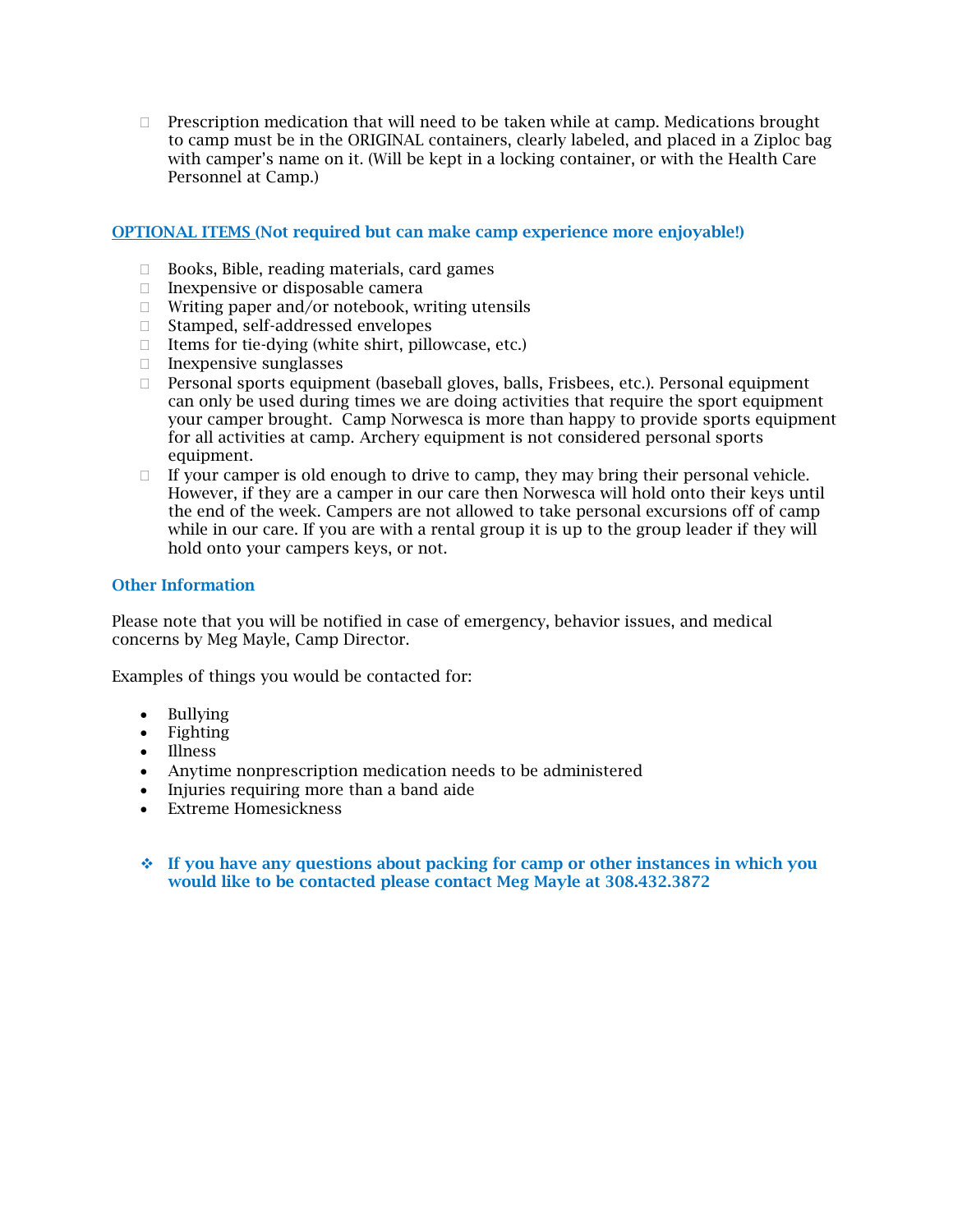- Prescription medication that will need to be taken while at camp. Medications brought to camp must be in the ORIGINAL containers, clearly labeled, and placed in a Ziploc bag with camper's name on it. (Will be kept in a locking container, or with the Health Care Personnel at Camp.)

## OPTIONAL ITEMS (Not required but can make camp experience more enjoyable!)

- Books, Bible, reading materials, card games
- Inexpensive or disposable camera
- Writing paper and/or notebook, writing utensils
- Stamped, self-addressed envelopes
- Items for tie-dying (white shirt, pillowcase, etc.)
- Inexpensive sunglasses
- Personal sports equipment (baseball gloves, balls, Frisbees, etc.). Personal equipment can only be used during times we are doing activities that require the sport equipment your camper brought. Camp Norwesca is more than happy to provide sports equipment for all activities at camp. Archery equipment is not considered personal sports equipment.
- If your camper is old enough to drive to camp, they may bring their personal vehicle. However, if they are a camper in our care then Norwesca will hold onto their keys until the end of the week. Campers are not allowed to take personal excursions off of camp while in our care. If you are with a rental group it is up to the group leader if they will hold onto your campers keys, or not.

## Other Information

Please note that you will be notified in case of emergency, behavior issues, and medical concerns by Meg Mayle, Camp Director.

Examples of things you would be contacted for:

- Bullying
- Fighting
- Illness
- Anytime nonprescription medication needs to be administered
- Injuries requiring more than a band aide
- Extreme Homesickness

- **If you have any questions about packing for camp or other instances in which you would like to be contacted please contact Meg Mayle at 308.432.3872**